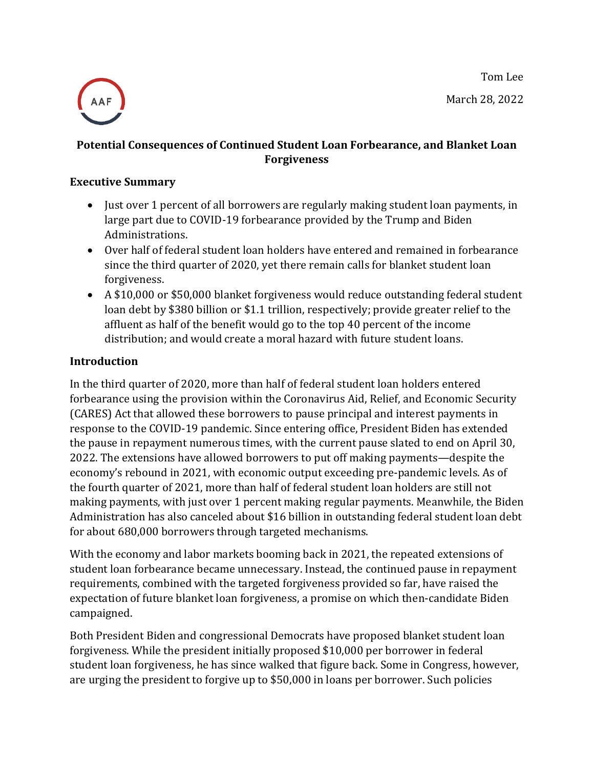Tom Lee

March 28, 2022

**Potential Consequences of Continued Student Loan Forbearance, and Blanket Loan Forgiveness**

## Executive Summary

- Just over 1 percent of all borrowers are regularly making student loan payments, in large part due to COVID-19 forbearance provided by the Trump and Biden Administrations.
- Over half of federal student loan holders have entered and remained in forbearance since the third quarter of 2020, yet there remain calls for blanket student loan forgiveness.
- A $10,000 or $50,000 blanket forgiveness would reduce outstanding federal student loan debt by $380 billion or $1.1 trillion, respectively; provide greater relief to the affluent as half of the benefit would go to the top 40 percent of the income distribution; and would create a moral hazard with future student loans.

## Introduction

In the third quarter of 2020, more than half of federal student loan holders entered forbearance using the provision within the Coronavirus Aid, Relief, and Economic Security (CARES) Act that allowed these borrowers to pause principal and interest payments in response to the COVID-19 pandemic. Since entering office, President Biden has extended the pause in repayment numerous times, with the current pause slated to end on April 30, 2022. The extensions have allowed borrowers to put off making payments—despite the economy's rebound in 2021, with economic output exceeding pre-pandemic levels. As of the fourth quarter of 2021, more than half of federal student loan holders are still not making payments, with just over 1 percent making regular payments. Meanwhile, the Biden Administration has also canceled about $16 billion in outstanding federal student loan debt for about 680,000 borrowers through targeted mechanisms.

With the economy and labor markets booming back in 2021, the repeated extensions of student loan forbearance became unnecessary. Instead, the continued pause in repayment requirements, combined with the targeted forgiveness provided so far, have raised the expectation of future blanket loan forgiveness, a promise on which then-candidate Biden campaigned.

Both President Biden and congressional Democrats have proposed blanket student loan forgiveness. While the president initially proposed $10,000 per borrower in federal student loan forgiveness, he has since walked that figure back. Some in Congress, however, are urging the president to forgive up to $50,000 in loans per borrower. Such policies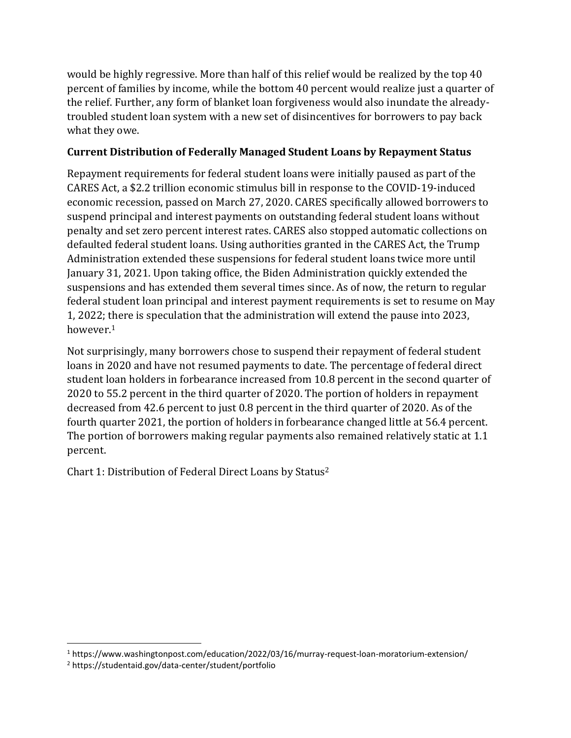would be highly regressive. More than half of this relief would be realized by the top 40 percent of families by income, while the bottom 40 percent would realize just a quarter of the relief. Further, any form of blanket loan forgiveness would also inundate the already-troubled student loan system with a new set of disincentives for borrowers to pay back what they owe.

**Current Distribution of Federally Managed Student Loans by Repayment Status**

Repayment requirements for federal student loans were initially paused as part of the CARES Act, a $2.2 trillion economic stimulus bill in response to the COVID-19-induced economic recession, passed on March 27, 2020. CARES specifically allowed borrowers to suspend principal and interest payments on outstanding federal student loans without penalty and set zero percent interest rates. CARES also stopped automatic collections on defaulted federal student loans. Using authorities granted in the CARES Act, the Trump Administration extended these suspensions for federal student loans twice more until January 31, 2021. Upon taking office, the Biden Administration quickly extended the suspensions and has extended them several times since. As of now, the return to regular federal student loan principal and interest payment requirements is set to resume on May 1, 2022; there is speculation that the administration will extend the pause into 2023, however.[1]

Not surprisingly, many borrowers chose to suspend their repayment of federal student loans in 2020 and have not resumed payments to date. The percentage of federal direct student loan holders in forbearance increased from 10.8 percent in the second quarter of 2020 to 55.2 percent in the third quarter of 2020. The portion of holders in repayment decreased from 42.6 percent to just 0.8 percent in the third quarter of 2020. As of the fourth quarter 2021, the portion of holders in forbearance changed little at 56.4 percent. The portion of borrowers making regular payments also remained relatively static at 1.1 percent.

Chart 1: Distribution of Federal Direct Loans by Status[2]

[1] https://www.washingtonpost.com/education/2022/03/16/murray-request-loan-moratorium-extension/

[2] https://studentaid.gov/data-center/student/portfolio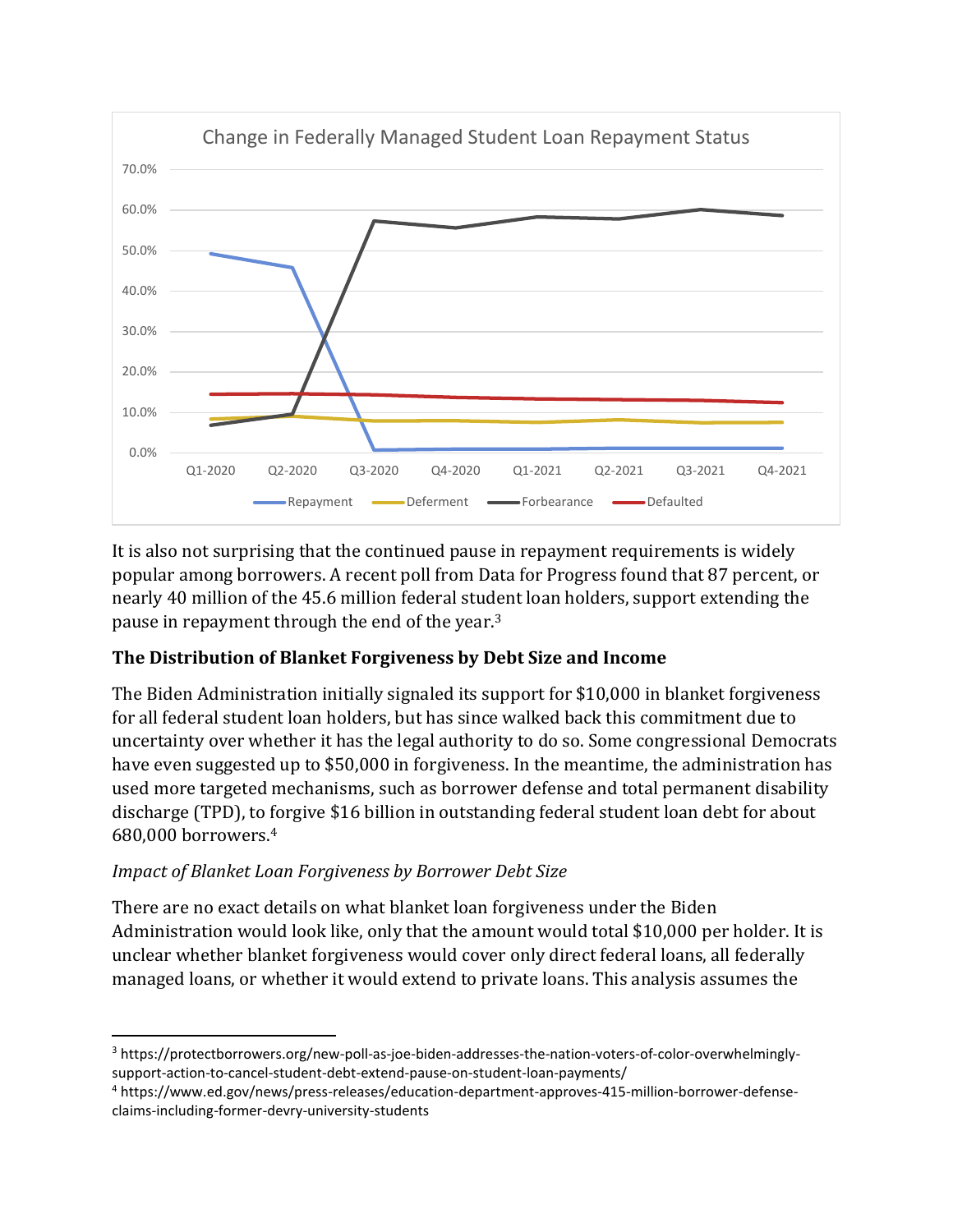Change in Federally Managed Student Loan Repayment Status

It is also not surprising that the continued pause in repayment requirements is widely popular among borrowers. A recent poll from Data for Progress found that 87 percent, or nearly 40 million of the 45.6 million federal student loan holders, support extending the pause in repayment through the end of the year.[3]

### The Distribution of Blanket Forgiveness by Debt Size and Income

The Biden Administration initially signaled its support for $10,000 in blanket forgiveness for all federal student loan holders, but has since walked back this commitment due to uncertainty over whether it has the legal authority to do so. Some congressional Democrats have even suggested up to $50,000 in forgiveness. In the meantime, the administration has used more targeted mechanisms, such as borrower defense and total permanent disability discharge (TPD), to forgive $16 billion in outstanding federal student loan debt for about 680,000 borrowers.[4]

*Impact of Blanket Loan Forgiveness by Borrower Debt Size*

There are no exact details on what blanket loan forgiveness under the Biden Administration would look like, only that the amount would total $10,000 per holder. It is unclear whether blanket forgiveness would cover only direct federal loans, all federally managed loans, or whether it would extend to private loans. This analysis assumes the

[3] https://protectborrowers.org/new-poll-as-joe-biden-addresses-the-nation-voters-of-color-overwhelmingly-support-action-to-cancel-student-debt-extend-pause-on-student-loan-payments/

[4] https://www.ed.gov/news/press-releases/education-department-approves-415-million-borrower-defense-claims-including-former-devry-university-students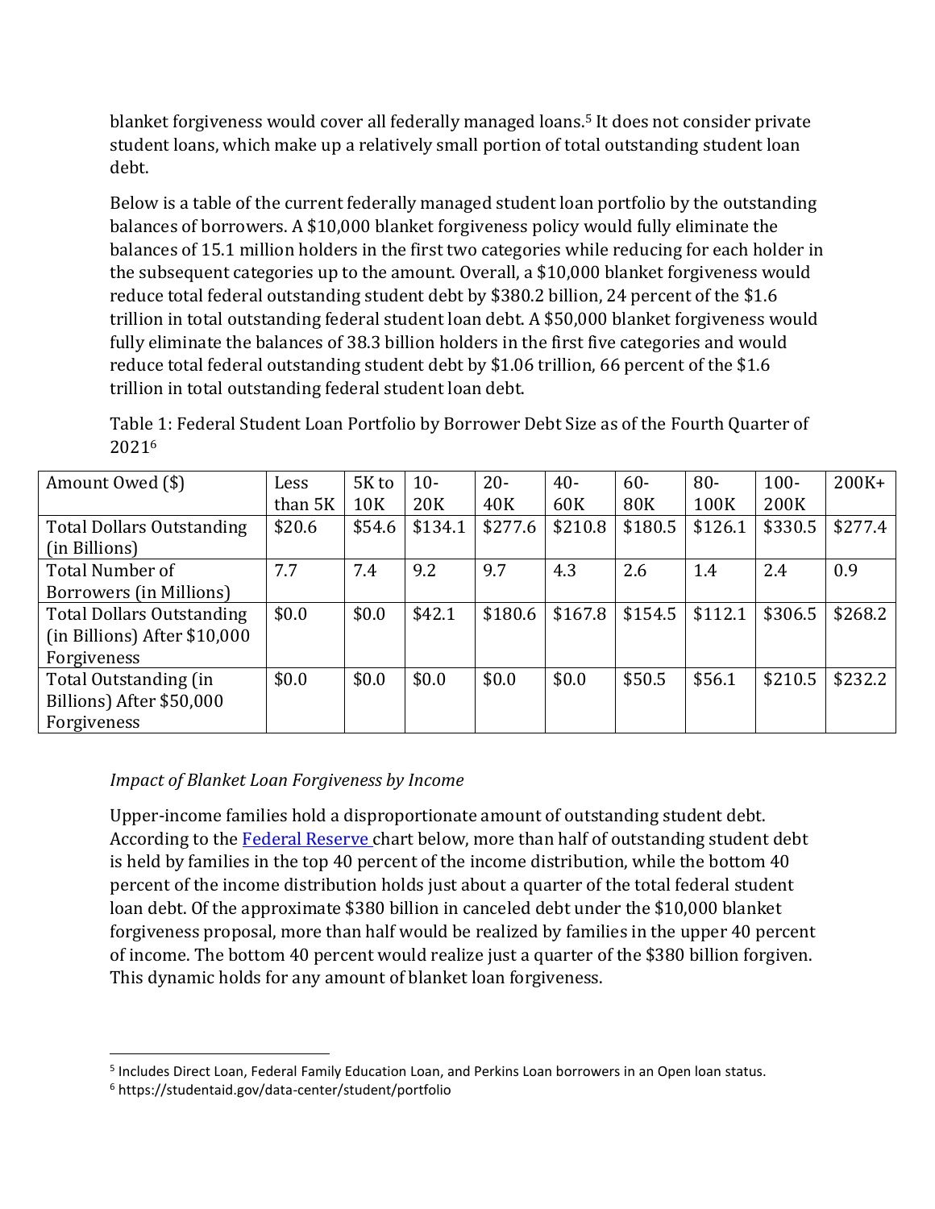blanket forgiveness would cover all federally managed loans.[5] It does not consider private student loans, which make up a relatively small portion of total outstanding student loan debt.

Below is a table of the current federally managed student loan portfolio by the outstanding balances of borrowers. A $10,000 blanket forgiveness policy would fully eliminate the balances of 15.1 million holders in the first two categories while reducing for each holder in the subsequent categories up to the amount. Overall, a $10,000 blanket forgiveness would reduce total federal outstanding student debt by $380.2 billion, 24 percent of the $1.6 trillion in total outstanding federal student loan debt. A $50,000 blanket forgiveness would fully eliminate the balances of 38.3 billion holders in the first five categories and would reduce total federal outstanding student debt by $1.06 trillion, 66 percent of the $1.6 trillion in total outstanding federal student loan debt.

Table 1: Federal Student Loan Portfolio by Borrower Debt Size as of the Fourth Quarter of 2021[6]

| Amount Owed ($) | Less than 5K | 5K to 10K | 10-20K | 20-40K | 40-60K | 60-80K | 80-100K | 100-200K | 200K+ |
|---|---|---|---|---|---|---|---|---|---|
| Total Dollars Outstanding (in Billions) | $20.6 | $54.6 | $134.1 | $277.6 | $210.8 | $180.5 | $126.1 | $330.5 | $277.4 |
| Total Number of Borrowers (in Millions) | 7.7 | 7.4 | 9.2 | 9.7 | 4.3 | 2.6 | 1.4 | 2.4 | 0.9 |
| Total Dollars Outstanding (in Billions) After $10,000 Forgiveness | $0.0 | $0.0 | $42.1 | $180.6 | $167.8 | $154.5 | $112.1 | $306.5 | $268.2 |
| Total Outstanding (in Billions) After $50,000 Forgiveness | $0.0 | $0.0 | $0.0 | $0.0 | $0.0 | $50.5 | $56.1 | $210.5 | $232.2 |

*Impact of Blanket Loan Forgiveness by Income*

Upper-income families hold a disproportionate amount of outstanding student debt. According to the Federal Reserve chart below, more than half of outstanding student debt is held by families in the top 40 percent of the income distribution, while the bottom 40 percent of the income distribution holds just about a quarter of the total federal student loan debt. Of the approximate $380 billion in canceled debt under the $10,000 blanket forgiveness proposal, more than half would be realized by families in the upper 40 percent of income. The bottom 40 percent would realize just a quarter of the $380 billion forgiven. This dynamic holds for any amount of blanket loan forgiveness.

[5] Includes Direct Loan, Federal Family Education Loan, and Perkins Loan borrowers in an Open loan status.

[6] https://studentaid.gov/data-center/student/portfolio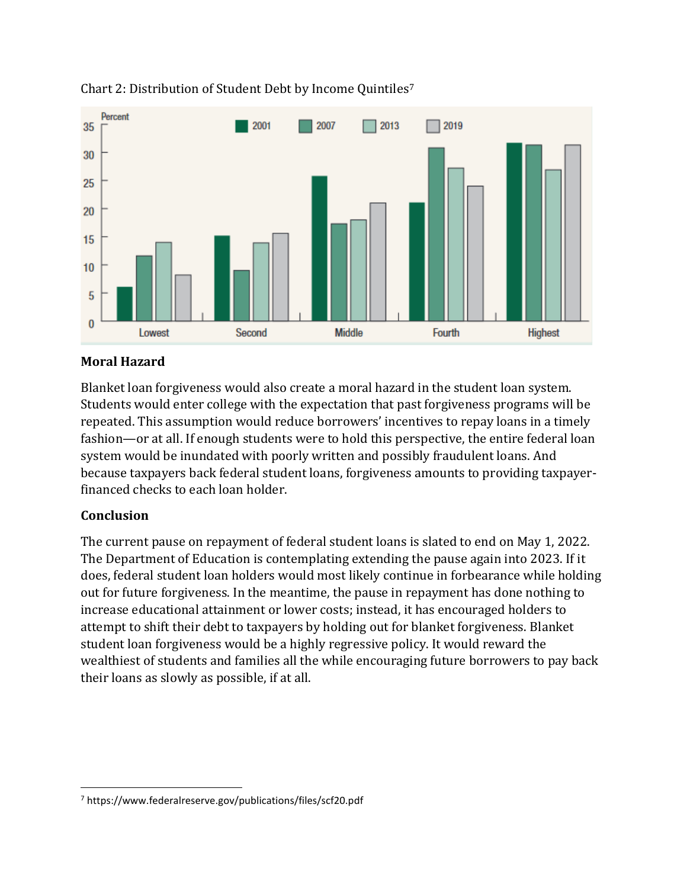Chart 2: Distribution of Student Debt by Income Quintiles[7]

Percent

35

30

25

20

15

10

5

0

2001 2007 2013 2019

Lowest Second Middle Fourth Highest

**Moral Hazard**

Blanket loan forgiveness would also create a moral hazard in the student loan system. Students would enter college with the expectation that past forgiveness programs will be repeated. This assumption would reduce borrowers' incentives to repay loans in a timely fashion—or at all. If enough students were to hold this perspective, the entire federal loan system would be inundated with poorly written and possibly fraudulent loans. And because taxpayers back federal student loans, forgiveness amounts to providing taxpayer-financed checks to each loan holder.

**Conclusion**

The current pause on repayment of federal student loans is slated to end on May 1, 2022. The Department of Education is contemplating extending the pause again into 2023. If it does, federal student loan holders would most likely continue in forbearance while holding out for future forgiveness. In the meantime, the pause in repayment has done nothing to increase educational attainment or lower costs; instead, it has encouraged holders to attempt to shift their debt to taxpayers by holding out for blanket forgiveness. Blanket student loan forgiveness would be a highly regressive policy. It would reward the wealthiest of students and families all the while encouraging future borrowers to pay back their loans as slowly as possible, if at all.

---

[7] https://www.federalreserve.gov/publications/files/scf20.pdf